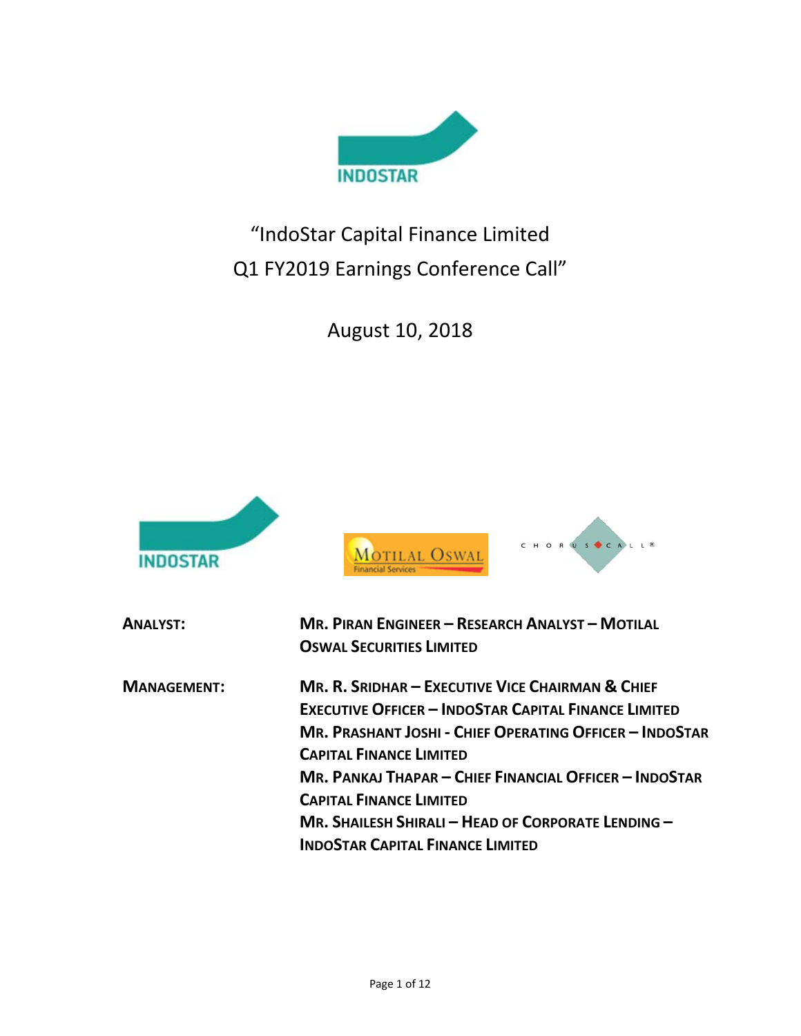# "IndoStar Capital Finance Limited Q1 FY2019 Earnings Conference Call"

August 10, 2018

**ANALYST:** **MR. PIRAN ENGINEER – RESEARCH ANALYST – MOTILAL OSWAL SECURITIES LIMITED**

**MANAGEMENT:** **MR. R. SRIDHAR – EXECUTIVE VICE CHAIRMAN & CHIEF EXECUTIVE OFFICER – INDOSTAR CAPITAL FINANCE LIMITED**

**MR. PRASHANT JOSHI - CHIEF OPERATING OFFICER – INDOSTAR CAPITAL FINANCE LIMITED**

**MR. PANKAJ THAPAR – CHIEF FINANCIAL OFFICER – INDOSTAR CAPITAL FINANCE LIMITED**

**MR. SHAILESH SHIRALI – HEAD OF CORPORATE LENDING – INDOSTAR CAPITAL FINANCE LIMITED**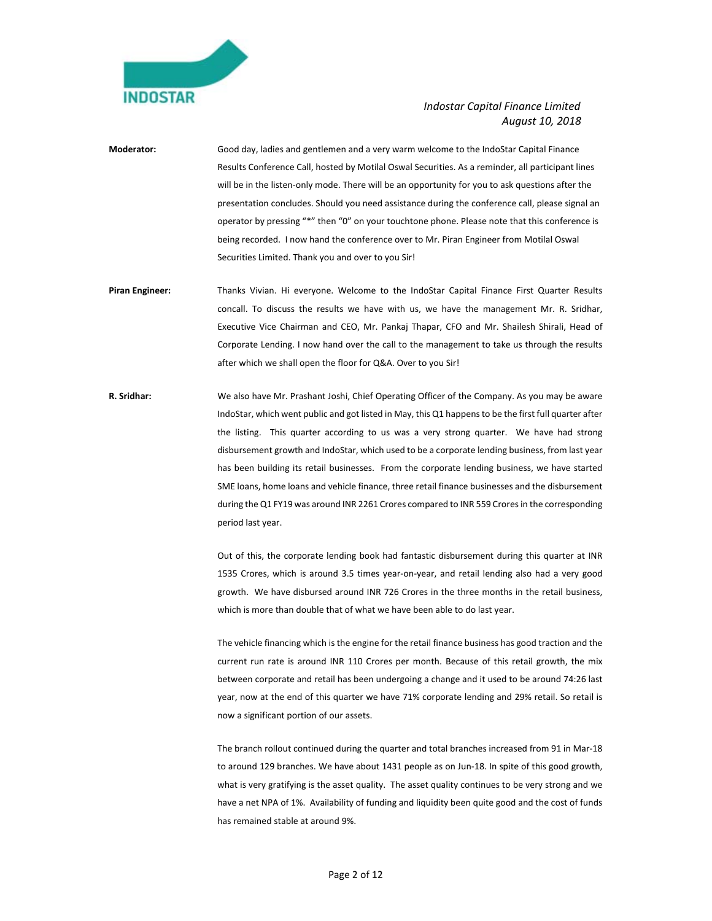**Moderator:** Good day, ladies and gentlemen and a very warm welcome to the IndoStar Capital Finance Results Conference Call, hosted by Motilal Oswal Securities. As a reminder, all participant lines will be in the listen-only mode. There will be an opportunity for you to ask questions after the presentation concludes. Should you need assistance during the conference call, please signal an operator by pressing "*" then "0" on your touchtone phone. Please note that this conference is being recorded. I now hand the conference over to Mr. Piran Engineer from Motilal Oswal Securities Limited. Thank you and over to you Sir!

**Piran Engineer:** Thanks Vivian. Hi everyone. Welcome to the IndoStar Capital Finance First Quarter Results concall. To discuss the results we have with us, we have the management Mr. R. Sridhar, Executive Vice Chairman and CEO, Mr. Pankaj Thapar, CFO and Mr. Shailesh Shirali, Head of Corporate Lending. I now hand over the call to the management to take us through the results after which we shall open the floor for Q&A. Over to you Sir!

**R. Sridhar:** We also have Mr. Prashant Joshi, Chief Operating Officer of the Company. As you may be aware IndoStar, which went public and got listed in May, this Q1 happens to be the first full quarter after the listing. This quarter according to us was a very strong quarter. We have had strong disbursement growth and IndoStar, which used to be a corporate lending business, from last year has been building its retail businesses. From the corporate lending business, we have started SME loans, home loans and vehicle finance, three retail finance businesses and the disbursement during the Q1 FY19 was around INR 2261 Crores compared to INR 559 Crores in the corresponding period last year.

Out of this, the corporate lending book had fantastic disbursement during this quarter at INR 1535 Crores, which is around 3.5 times year-on-year, and retail lending also had a very good growth. We have disbursed around INR 726 Crores in the three months in the retail business, which is more than double that of what we have been able to do last year.

The vehicle financing which is the engine for the retail finance business has good traction and the current run rate is around INR 110 Crores per month. Because of this retail growth, the mix between corporate and retail has been undergoing a change and it used to be around 74:26 last year, now at the end of this quarter we have 71% corporate lending and 29% retail. So retail is now a significant portion of our assets.

The branch rollout continued during the quarter and total branches increased from 91 in Mar-18 to around 129 branches. We have about 1431 people as on Jun-18. In spite of this good growth, what is very gratifying is the asset quality. The asset quality continues to be very strong and we have a net NPA of 1%. Availability of funding and liquidity been quite good and the cost of funds has remained stable at around 9%.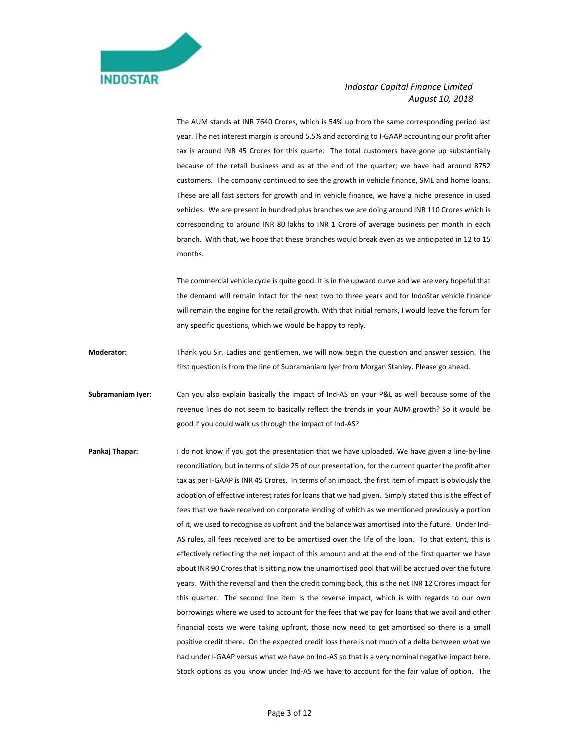The AUM stands at INR 7640 Crores, which is 54% up from the same corresponding period last year. The net interest margin is around 5.5% and according to I-GAAP accounting our profit after tax is around INR 45 Crores for this quarte. The total customers have gone up substantially because of the retail business and as at the end of the quarter; we have had around 8752 customers. The company continued to see the growth in vehicle finance, SME and home loans. These are all fast sectors for growth and in vehicle finance, we have a niche presence in used vehicles. We are present in hundred plus branches we are doing around INR 110 Crores which is corresponding to around INR 80 lakhs to INR 1 Crore of average business per month in each branch. With that, we hope that these branches would break even as we anticipated in 12 to 15 months.

The commercial vehicle cycle is quite good. It is in the upward curve and we are very hopeful that the demand will remain intact for the next two to three years and for IndoStar vehicle finance will remain the engine for the retail growth. With that initial remark, I would leave the forum for any specific questions, which we would be happy to reply.

**Moderator:** Thank you Sir. Ladies and gentlemen, we will now begin the question and answer session. The first question is from the line of Subramaniam Iyer from Morgan Stanley. Please go ahead.

**Subramaniam Iyer:** Can you also explain basically the impact of Ind-AS on your P&L as well because some of the revenue lines do not seem to basically reflect the trends in your AUM growth? So it would be good if you could walk us through the impact of Ind-AS?

**Pankaj Thapar:** I do not know if you got the presentation that we have uploaded. We have given a line-by-line reconciliation, but in terms of slide 25 of our presentation, for the current quarter the profit after tax as per I-GAAP is INR 45 Crores. In terms of an impact, the first item of impact is obviously the adoption of effective interest rates for loans that we had given. Simply stated this is the effect of fees that we have received on corporate lending of which as we mentioned previously a portion of it, we used to recognise as upfront and the balance was amortised into the future. Under Ind-AS rules, all fees received are to be amortised over the life of the loan. To that extent, this is effectively reflecting the net impact of this amount and at the end of the first quarter we have about INR 90 Crores that is sitting now the unamortised pool that will be accrued over the future years. With the reversal and then the credit coming back, this is the net INR 12 Crores impact for this quarter. The second line item is the reverse impact, which is with regards to our own borrowings where we used to account for the fees that we pay for loans that we avail and other financial costs we were taking upfront, those now need to get amortised so there is a small positive credit there. On the expected credit loss there is not much of a delta between what we had under I-GAAP versus what we have on Ind-AS so that is a very nominal negative impact here. Stock options as you know under Ind-AS we have to account for the fair value of option. The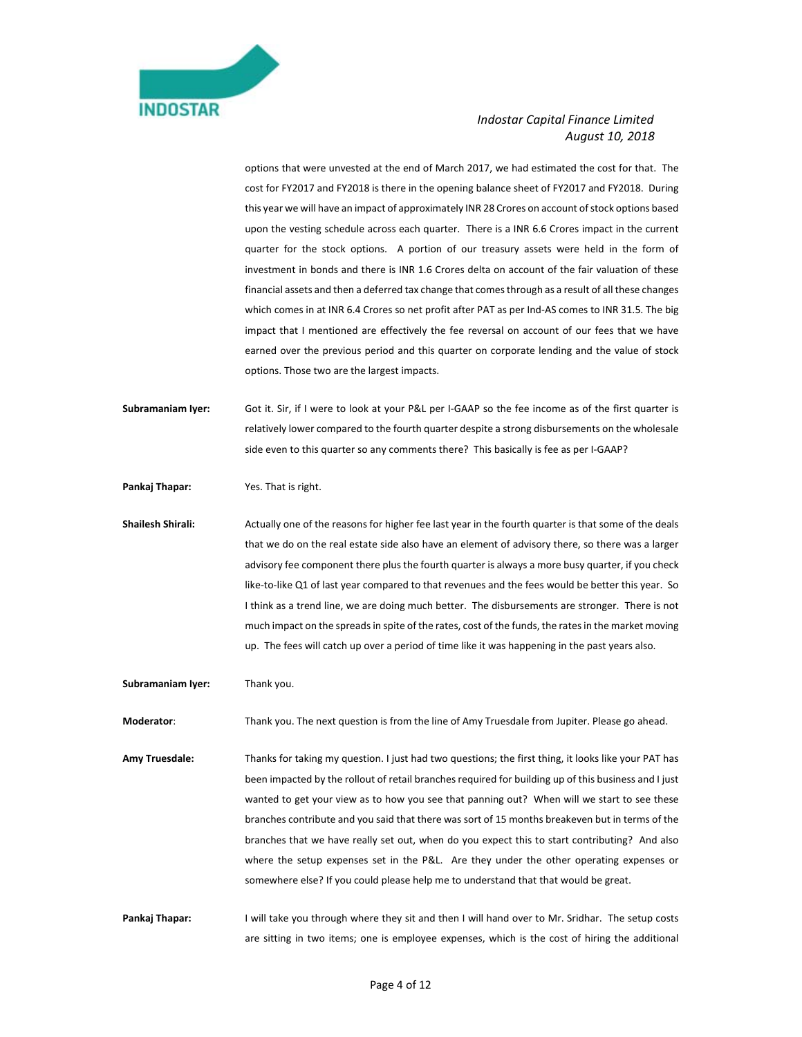options that were unvested at the end of March 2017, we had estimated the cost for that. The cost for FY2017 and FY2018 is there in the opening balance sheet of FY2017 and FY2018. During this year we will have an impact of approximately INR 28 Crores on account of stock options based upon the vesting schedule across each quarter. There is a INR 6.6 Crores impact in the current quarter for the stock options. A portion of our treasury assets were held in the form of investment in bonds and there is INR 1.6 Crores delta on account of the fair valuation of these financial assets and then a deferred tax change that comes through as a result of all these changes which comes in at INR 6.4 Crores so net profit after PAT as per Ind-AS comes to INR 31.5. The big impact that I mentioned are effectively the fee reversal on account of our fees that we have earned over the previous period and this quarter on corporate lending and the value of stock options. Those two are the largest impacts.

**Subramaniam Iyer:** Got it. Sir, if I were to look at your P&L per I-GAAP so the fee income as of the first quarter is relatively lower compared to the fourth quarter despite a strong disbursements on the wholesale side even to this quarter so any comments there? This basically is fee as per I-GAAP?

**Pankaj Thapar:** Yes. That is right.

**Shailesh Shirali:** Actually one of the reasons for higher fee last year in the fourth quarter is that some of the deals that we do on the real estate side also have an element of advisory there, so there was a larger advisory fee component there plus the fourth quarter is always a more busy quarter, if you check like-to-like Q1 of last year compared to that revenues and the fees would be better this year. So I think as a trend line, we are doing much better. The disbursements are stronger. There is not much impact on the spreads in spite of the rates, cost of the funds, the rates in the market moving up. The fees will catch up over a period of time like it was happening in the past years also.

**Subramaniam Iyer:** Thank you.

**Moderator**: Thank you. The next question is from the line of Amy Truesdale from Jupiter. Please go ahead.

**Amy Truesdale:** Thanks for taking my question. I just had two questions; the first thing, it looks like your PAT has been impacted by the rollout of retail branches required for building up of this business and I just wanted to get your view as to how you see that panning out? When will we start to see these branches contribute and you said that there was sort of 15 months breakeven but in terms of the branches that we have really set out, when do you expect this to start contributing? And also where the setup expenses set in the P&L. Are they under the other operating expenses or somewhere else? If you could please help me to understand that that would be great.

**Pankaj Thapar:** I will take you through where they sit and then I will hand over to Mr. Sridhar. The setup costs are sitting in two items; one is employee expenses, which is the cost of hiring the additional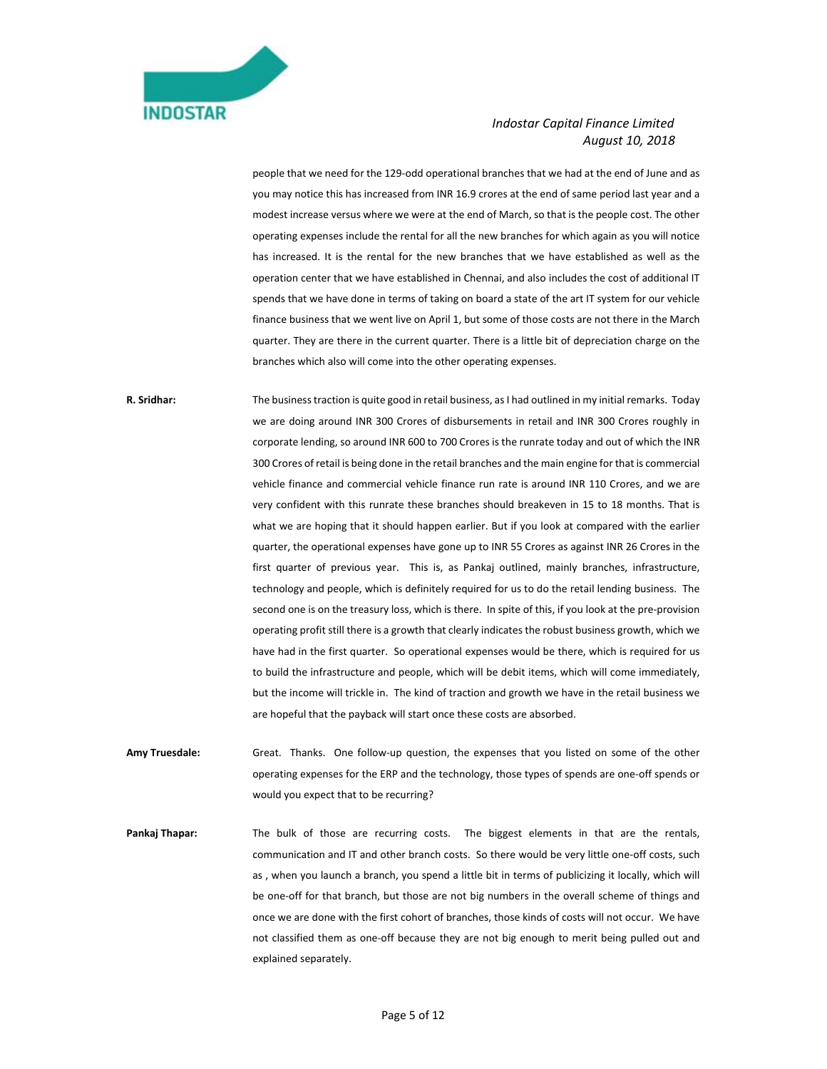people that we need for the 129-odd operational branches that we had at the end of June and as you may notice this has increased from INR 16.9 crores at the end of same period last year and a modest increase versus where we were at the end of March, so that is the people cost. The other operating expenses include the rental for all the new branches for which again as you will notice has increased. It is the rental for the new branches that we have established as well as the operation center that we have established in Chennai, and also includes the cost of additional IT spends that we have done in terms of taking on board a state of the art IT system for our vehicle finance business that we went live on April 1, but some of those costs are not there in the March quarter. They are there in the current quarter. There is a little bit of depreciation charge on the branches which also will come into the other operating expenses.

**R. Sridhar:** The business traction is quite good in retail business, as I had outlined in my initial remarks. Today we are doing around INR 300 Crores of disbursements in retail and INR 300 Crores roughly in corporate lending, so around INR 600 to 700 Crores is the runrate today and out of which the INR 300 Crores of retail is being done in the retail branches and the main engine for that is commercial vehicle finance and commercial vehicle finance run rate is around INR 110 Crores, and we are very confident with this runrate these branches should breakeven in 15 to 18 months. That is what we are hoping that it should happen earlier. But if you look at compared with the earlier quarter, the operational expenses have gone up to INR 55 Crores as against INR 26 Crores in the first quarter of previous year. This is, as Pankaj outlined, mainly branches, infrastructure, technology and people, which is definitely required for us to do the retail lending business. The second one is on the treasury loss, which is there. In spite of this, if you look at the pre-provision operating profit still there is a growth that clearly indicates the robust business growth, which we have had in the first quarter. So operational expenses would be there, which is required for us to build the infrastructure and people, which will be debit items, which will come immediately, but the income will trickle in. The kind of traction and growth we have in the retail business we are hopeful that the payback will start once these costs are absorbed.

**Amy Truesdale:** Great. Thanks. One follow-up question, the expenses that you listed on some of the other operating expenses for the ERP and the technology, those types of spends are one-off spends or would you expect that to be recurring?

**Pankaj Thapar:** The bulk of those are recurring costs. The biggest elements in that are the rentals, communication and IT and other branch costs. So there would be very little one-off costs, such as , when you launch a branch, you spend a little bit in terms of publicizing it locally, which will be one-off for that branch, but those are not big numbers in the overall scheme of things and once we are done with the first cohort of branches, those kinds of costs will not occur. We have not classified them as one-off because they are not big enough to merit being pulled out and explained separately.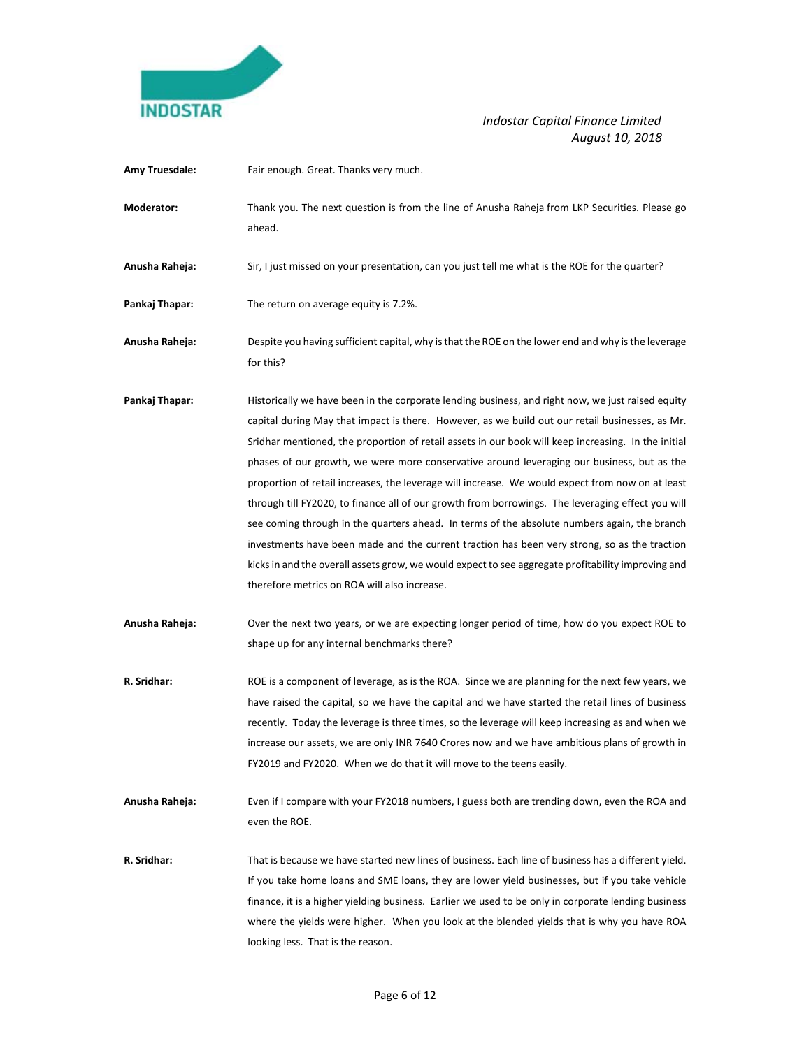**Amy Truesdale:** Fair enough. Great. Thanks very much.

**Moderator:** Thank you. The next question is from the line of Anusha Raheja from LKP Securities. Please go ahead.

**Anusha Raheja:** Sir, I just missed on your presentation, can you just tell me what is the ROE for the quarter?

**Pankaj Thapar:** The return on average equity is 7.2%.

**Anusha Raheja:** Despite you having sufficient capital, why is that the ROE on the lower end and why is the leverage for this?

**Pankaj Thapar:** Historically we have been in the corporate lending business, and right now, we just raised equity capital during May that impact is there. However, as we build out our retail businesses, as Mr. Sridhar mentioned, the proportion of retail assets in our book will keep increasing. In the initial phases of our growth, we were more conservative around leveraging our business, but as the proportion of retail increases, the leverage will increase. We would expect from now on at least through till FY2020, to finance all of our growth from borrowings. The leveraging effect you will see coming through in the quarters ahead. In terms of the absolute numbers again, the branch investments have been made and the current traction has been very strong, so as the traction kicks in and the overall assets grow, we would expect to see aggregate profitability improving and therefore metrics on ROA will also increase.

**Anusha Raheja:** Over the next two years, or we are expecting longer period of time, how do you expect ROE to shape up for any internal benchmarks there?

**R. Sridhar:** ROE is a component of leverage, as is the ROA. Since we are planning for the next few years, we have raised the capital, so we have the capital and we have started the retail lines of business recently. Today the leverage is three times, so the leverage will keep increasing as and when we increase our assets, we are only INR 7640 Crores now and we have ambitious plans of growth in FY2019 and FY2020. When we do that it will move to the teens easily.

**Anusha Raheja:** Even if I compare with your FY2018 numbers, I guess both are trending down, even the ROA and even the ROE.

**R. Sridhar:** That is because we have started new lines of business. Each line of business has a different yield. If you take home loans and SME loans, they are lower yield businesses, but if you take vehicle finance, it is a higher yielding business. Earlier we used to be only in corporate lending business where the yields were higher. When you look at the blended yields that is why you have ROA looking less. That is the reason.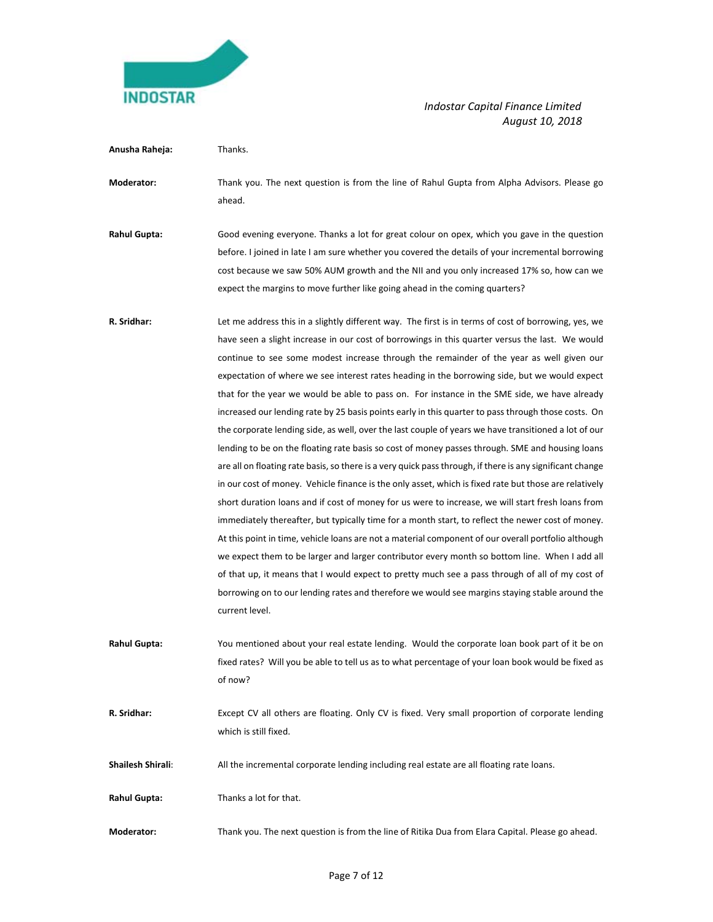**Anusha Raheja:** Thanks.

**Moderator:** Thank you. The next question is from the line of Rahul Gupta from Alpha Advisors. Please go ahead.

**Rahul Gupta:** Good evening everyone. Thanks a lot for great colour on opex, which you gave in the question before. I joined in late I am sure whether you covered the details of your incremental borrowing cost because we saw 50% AUM growth and the NII and you only increased 17% so, how can we expect the margins to move further like going ahead in the coming quarters?

**R. Sridhar:** Let me address this in a slightly different way. The first is in terms of cost of borrowing, yes, we have seen a slight increase in our cost of borrowings in this quarter versus the last. We would continue to see some modest increase through the remainder of the year as well given our expectation of where we see interest rates heading in the borrowing side, but we would expect that for the year we would be able to pass on. For instance in the SME side, we have already increased our lending rate by 25 basis points early in this quarter to pass through those costs. On the corporate lending side, as well, over the last couple of years we have transitioned a lot of our lending to be on the floating rate basis so cost of money passes through. SME and housing loans are all on floating rate basis, so there is a very quick pass through, if there is any significant change in our cost of money. Vehicle finance is the only asset, which is fixed rate but those are relatively short duration loans and if cost of money for us were to increase, we will start fresh loans from immediately thereafter, but typically time for a month start, to reflect the newer cost of money. At this point in time, vehicle loans are not a material component of our overall portfolio although we expect them to be larger and larger contributor every month so bottom line. When I add all of that up, it means that I would expect to pretty much see a pass through of all of my cost of borrowing on to our lending rates and therefore we would see margins staying stable around the current level.

**Rahul Gupta:** You mentioned about your real estate lending. Would the corporate loan book part of it be on fixed rates? Will you be able to tell us as to what percentage of your loan book would be fixed as of now?

**R. Sridhar:** Except CV all others are floating. Only CV is fixed. Very small proportion of corporate lending which is still fixed.

**Shailesh Shirali:** All the incremental corporate lending including real estate are all floating rate loans.

**Rahul Gupta:** Thanks a lot for that.

**Moderator:** Thank you. The next question is from the line of Ritika Dua from Elara Capital. Please go ahead.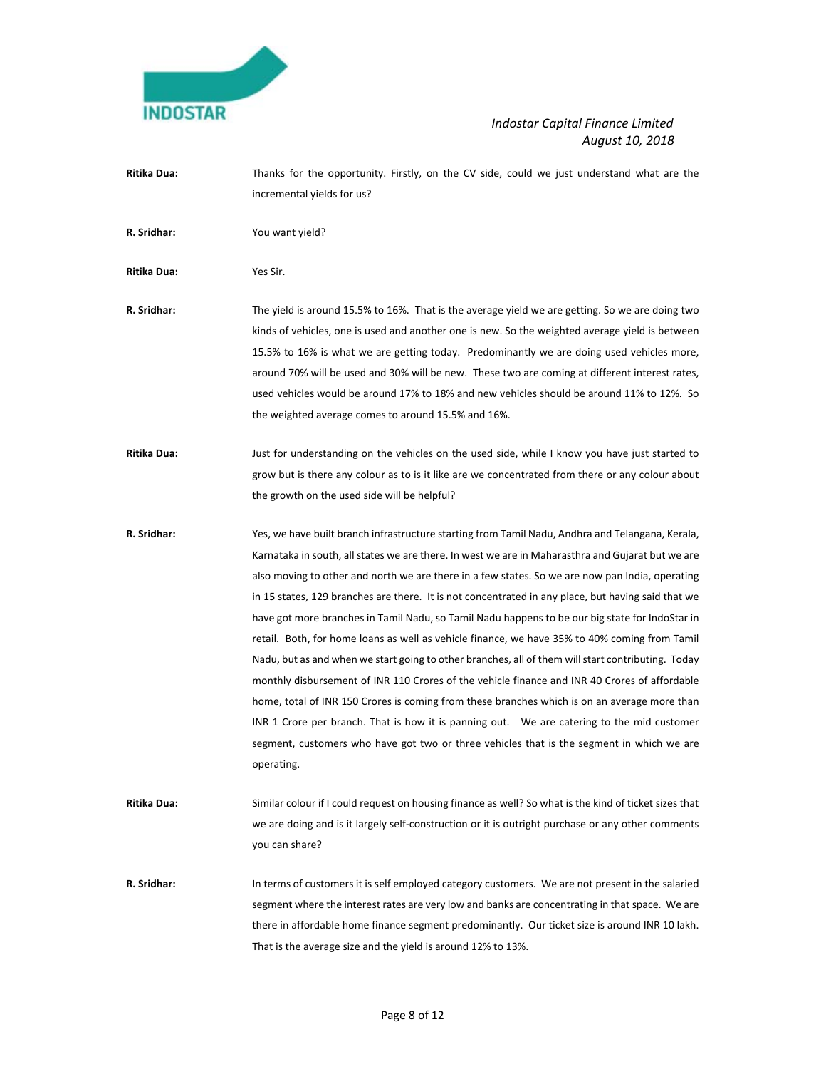**Ritika Dua:** Thanks for the opportunity. Firstly, on the CV side, could we just understand what are the incremental yields for us?

**R. Sridhar:** You want yield?

**Ritika Dua:** Yes Sir.

**R. Sridhar:** The yield is around 15.5% to 16%. That is the average yield we are getting. So we are doing two kinds of vehicles, one is used and another one is new. So the weighted average yield is between 15.5% to 16% is what we are getting today. Predominantly we are doing used vehicles more, around 70% will be used and 30% will be new. These two are coming at different interest rates, used vehicles would be around 17% to 18% and new vehicles should be around 11% to 12%. So the weighted average comes to around 15.5% and 16%.

**Ritika Dua:** Just for understanding on the vehicles on the used side, while I know you have just started to grow but is there any colour as to is it like are we concentrated from there or any colour about the growth on the used side will be helpful?

**R. Sridhar:** Yes, we have built branch infrastructure starting from Tamil Nadu, Andhra and Telangana, Kerala, Karnataka in south, all states we are there. In west we are in Maharasthra and Gujarat but we are also moving to other and north we are there in a few states. So we are now pan India, operating in 15 states, 129 branches are there. It is not concentrated in any place, but having said that we have got more branches in Tamil Nadu, so Tamil Nadu happens to be our big state for IndoStar in retail. Both, for home loans as well as vehicle finance, we have 35% to 40% coming from Tamil Nadu, but as and when we start going to other branches, all of them will start contributing. Today monthly disbursement of INR 110 Crores of the vehicle finance and INR 40 Crores of affordable home, total of INR 150 Crores is coming from these branches which is on an average more than INR 1 Crore per branch. That is how it is panning out. We are catering to the mid customer segment, customers who have got two or three vehicles that is the segment in which we are operating.

**Ritika Dua:** Similar colour if I could request on housing finance as well? So what is the kind of ticket sizes that we are doing and is it largely self-construction or it is outright purchase or any other comments you can share?

**R. Sridhar:** In terms of customers it is self employed category customers. We are not present in the salaried segment where the interest rates are very low and banks are concentrating in that space. We are there in affordable home finance segment predominantly. Our ticket size is around INR 10 lakh. That is the average size and the yield is around 12% to 13%.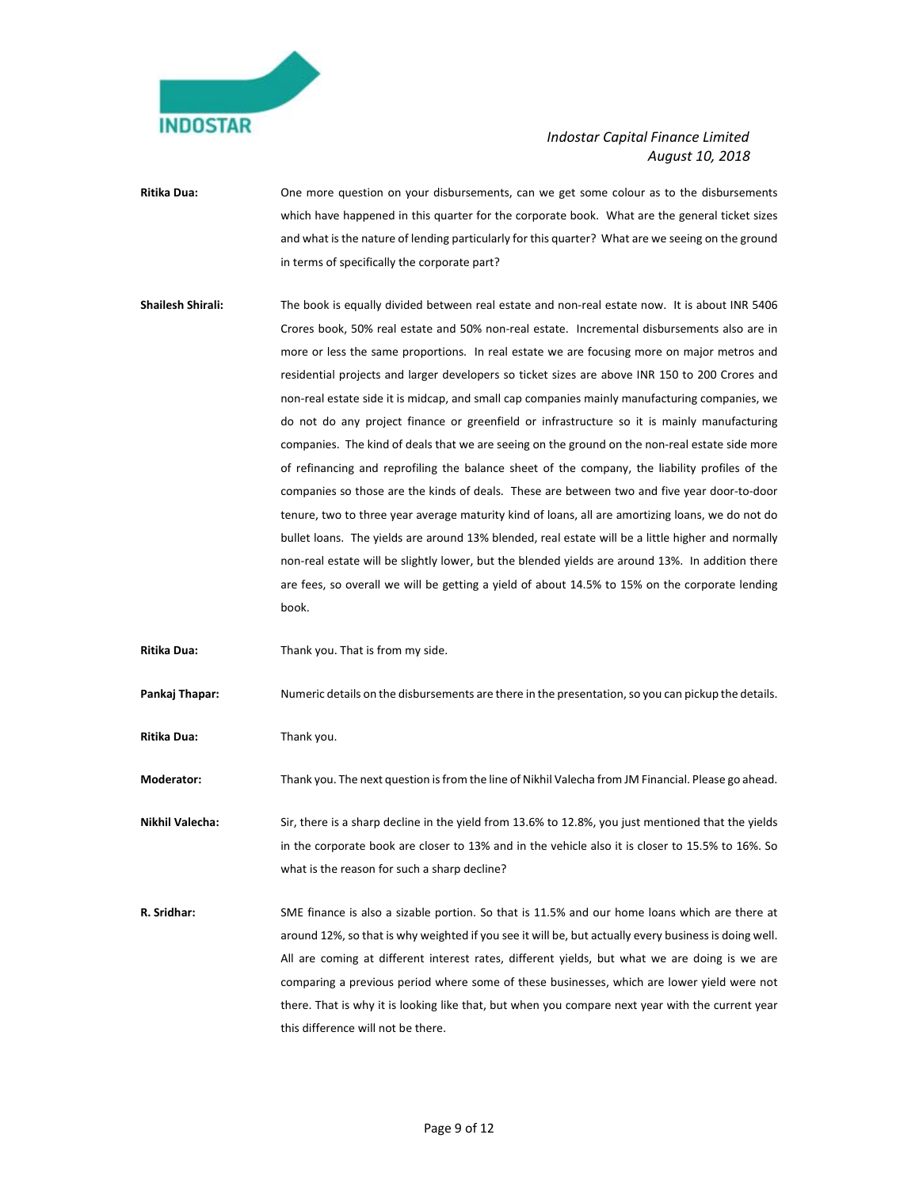**Ritika Dua:** One more question on your disbursements, can we get some colour as to the disbursements which have happened in this quarter for the corporate book. What are the general ticket sizes and what is the nature of lending particularly for this quarter? What are we seeing on the ground in terms of specifically the corporate part?

**Shailesh Shirali:** The book is equally divided between real estate and non-real estate now. It is about INR 5406 Crores book, 50% real estate and 50% non-real estate. Incremental disbursements also are in more or less the same proportions. In real estate we are focusing more on major metros and residential projects and larger developers so ticket sizes are above INR 150 to 200 Crores and non-real estate side it is midcap, and small cap companies mainly manufacturing companies, we do not do any project finance or greenfield or infrastructure so it is mainly manufacturing companies. The kind of deals that we are seeing on the ground on the non-real estate side more of refinancing and reprofiling the balance sheet of the company, the liability profiles of the companies so those are the kinds of deals. These are between two and five year door-to-door tenure, two to three year average maturity kind of loans, all are amortizing loans, we do not do bullet loans. The yields are around 13% blended, real estate will be a little higher and normally non-real estate will be slightly lower, but the blended yields are around 13%. In addition there are fees, so overall we will be getting a yield of about 14.5% to 15% on the corporate lending book.

**Ritika Dua:** Thank you. That is from my side.

**Pankaj Thapar:** Numeric details on the disbursements are there in the presentation, so you can pickup the details.

**Ritika Dua:** Thank you.

**Moderator:** Thank you. The next question is from the line of Nikhil Valecha from JM Financial. Please go ahead.

**Nikhil Valecha:** Sir, there is a sharp decline in the yield from 13.6% to 12.8%, you just mentioned that the yields in the corporate book are closer to 13% and in the vehicle also it is closer to 15.5% to 16%. So what is the reason for such a sharp decline?

**R. Sridhar:** SME finance is also a sizable portion. So that is 11.5% and our home loans which are there at around 12%, so that is why weighted if you see it will be, but actually every business is doing well. All are coming at different interest rates, different yields, but what we are doing is we are comparing a previous period where some of these businesses, which are lower yield were not there. That is why it is looking like that, but when you compare next year with the current year this difference will not be there.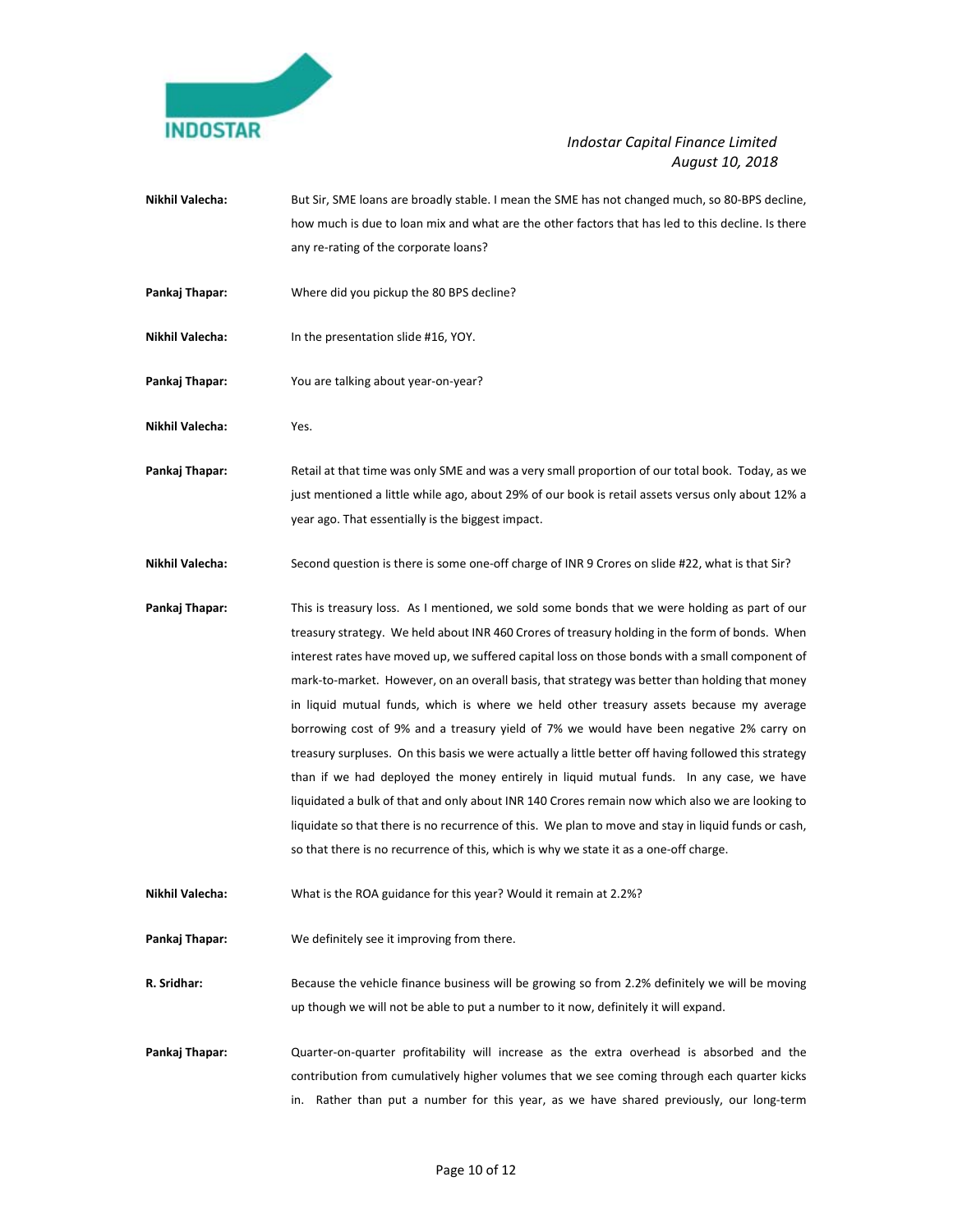**Nikhil Valecha:** But Sir, SME loans are broadly stable. I mean the SME has not changed much, so 80-BPS decline, how much is due to loan mix and what are the other factors that has led to this decline. Is there any re-rating of the corporate loans?

**Pankaj Thapar:** Where did you pickup the 80 BPS decline?

**Nikhil Valecha:** In the presentation slide #16, YOY.

**Pankaj Thapar:** You are talking about year-on-year?

**Nikhil Valecha:** Yes.

**Pankaj Thapar:** Retail at that time was only SME and was a very small proportion of our total book. Today, as we just mentioned a little while ago, about 29% of our book is retail assets versus only about 12% a year ago. That essentially is the biggest impact.

**Nikhil Valecha:** Second question is there is some one-off charge of INR 9 Crores on slide #22, what is that Sir?

**Pankaj Thapar:** This is treasury loss. As I mentioned, we sold some bonds that we were holding as part of our treasury strategy. We held about INR 460 Crores of treasury holding in the form of bonds. When interest rates have moved up, we suffered capital loss on those bonds with a small component of mark-to-market. However, on an overall basis, that strategy was better than holding that money in liquid mutual funds, which is where we held other treasury assets because my average borrowing cost of 9% and a treasury yield of 7% we would have been negative 2% carry on treasury surpluses. On this basis we were actually a little better off having followed this strategy than if we had deployed the money entirely in liquid mutual funds. In any case, we have liquidated a bulk of that and only about INR 140 Crores remain now which also we are looking to liquidate so that there is no recurrence of this. We plan to move and stay in liquid funds or cash, so that there is no recurrence of this, which is why we state it as a one-off charge.

**Nikhil Valecha:** What is the ROA guidance for this year? Would it remain at 2.2%?

**Pankaj Thapar:** We definitely see it improving from there.

**R. Sridhar:** Because the vehicle finance business will be growing so from 2.2% definitely we will be moving up though we will not be able to put a number to it now, definitely it will expand.

**Pankaj Thapar:** Quarter-on-quarter profitability will increase as the extra overhead is absorbed and the contribution from cumulatively higher volumes that we see coming through each quarter kicks in. Rather than put a number for this year, as we have shared previously, our long-term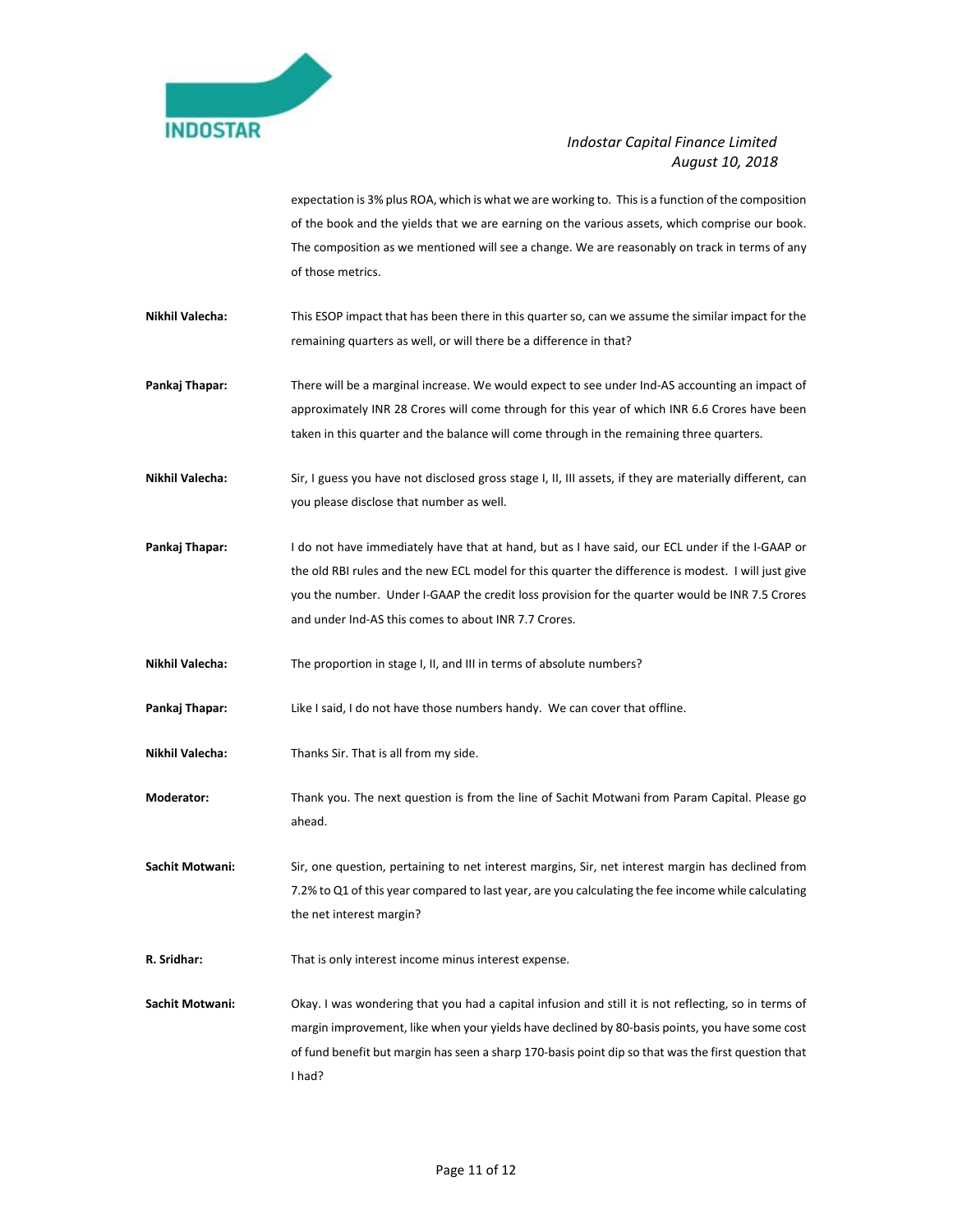expectation is 3% plus ROA, which is what we are working to. This is a function of the composition of the book and the yields that we are earning on the various assets, which comprise our book. The composition as we mentioned will see a change. We are reasonably on track in terms of any of those metrics.

**Nikhil Valecha:** This ESOP impact that has been there in this quarter so, can we assume the similar impact for the remaining quarters as well, or will there be a difference in that?

**Pankaj Thapar:** There will be a marginal increase. We would expect to see under Ind-AS accounting an impact of approximately INR 28 Crores will come through for this year of which INR 6.6 Crores have been taken in this quarter and the balance will come through in the remaining three quarters.

**Nikhil Valecha:** Sir, I guess you have not disclosed gross stage I, II, III assets, if they are materially different, can you please disclose that number as well.

**Pankaj Thapar:** I do not have immediately have that at hand, but as I have said, our ECL under if the I-GAAP or the old RBI rules and the new ECL model for this quarter the difference is modest. I will just give you the number. Under I-GAAP the credit loss provision for the quarter would be INR 7.5 Crores and under Ind-AS this comes to about INR 7.7 Crores.

**Nikhil Valecha:** The proportion in stage I, II, and III in terms of absolute numbers?

**Pankaj Thapar:** Like I said, I do not have those numbers handy. We can cover that offline.

**Nikhil Valecha:** Thanks Sir. That is all from my side.

**Moderator:** Thank you. The next question is from the line of Sachit Motwani from Param Capital. Please go ahead.

**Sachit Motwani:** Sir, one question, pertaining to net interest margins, Sir, net interest margin has declined from 7.2% to Q1 of this year compared to last year, are you calculating the fee income while calculating the net interest margin?

**R. Sridhar:** That is only interest income minus interest expense.

**Sachit Motwani:** Okay. I was wondering that you had a capital infusion and still it is not reflecting, so in terms of margin improvement, like when your yields have declined by 80-basis points, you have some cost of fund benefit but margin has seen a sharp 170-basis point dip so that was the first question that I had?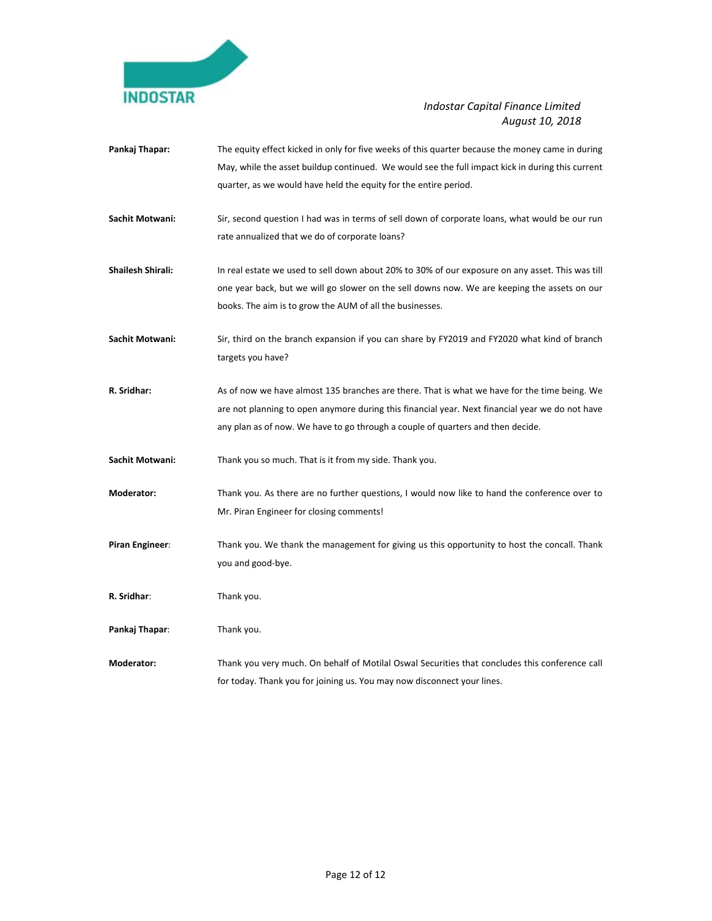**Pankaj Thapar:** The equity effect kicked in only for five weeks of this quarter because the money came in during May, while the asset buildup continued. We would see the full impact kick in during this current quarter, as we would have held the equity for the entire period.

**Sachit Motwani:** Sir, second question I had was in terms of sell down of corporate loans, what would be our run rate annualized that we do of corporate loans?

**Shailesh Shirali:** In real estate we used to sell down about 20% to 30% of our exposure on any asset. This was till one year back, but we will go slower on the sell downs now. We are keeping the assets on our books. The aim is to grow the AUM of all the businesses.

**Sachit Motwani:** Sir, third on the branch expansion if you can share by FY2019 and FY2020 what kind of branch targets you have?

**R. Sridhar:** As of now we have almost 135 branches are there. That is what we have for the time being. We are not planning to open anymore during this financial year. Next financial year we do not have any plan as of now. We have to go through a couple of quarters and then decide.

**Sachit Motwani:** Thank you so much. That is it from my side. Thank you.

**Moderator:** Thank you. As there are no further questions, I would now like to hand the conference over to Mr. Piran Engineer for closing comments!

**Piran Engineer**: Thank you. We thank the management for giving us this opportunity to host the concall. Thank you and good-bye.

**R. Sridhar**: Thank you.

**Pankaj Thapar**: Thank you.

**Moderator:** Thank you very much. On behalf of Motilal Oswal Securities that concludes this conference call for today. Thank you for joining us. You may now disconnect your lines.